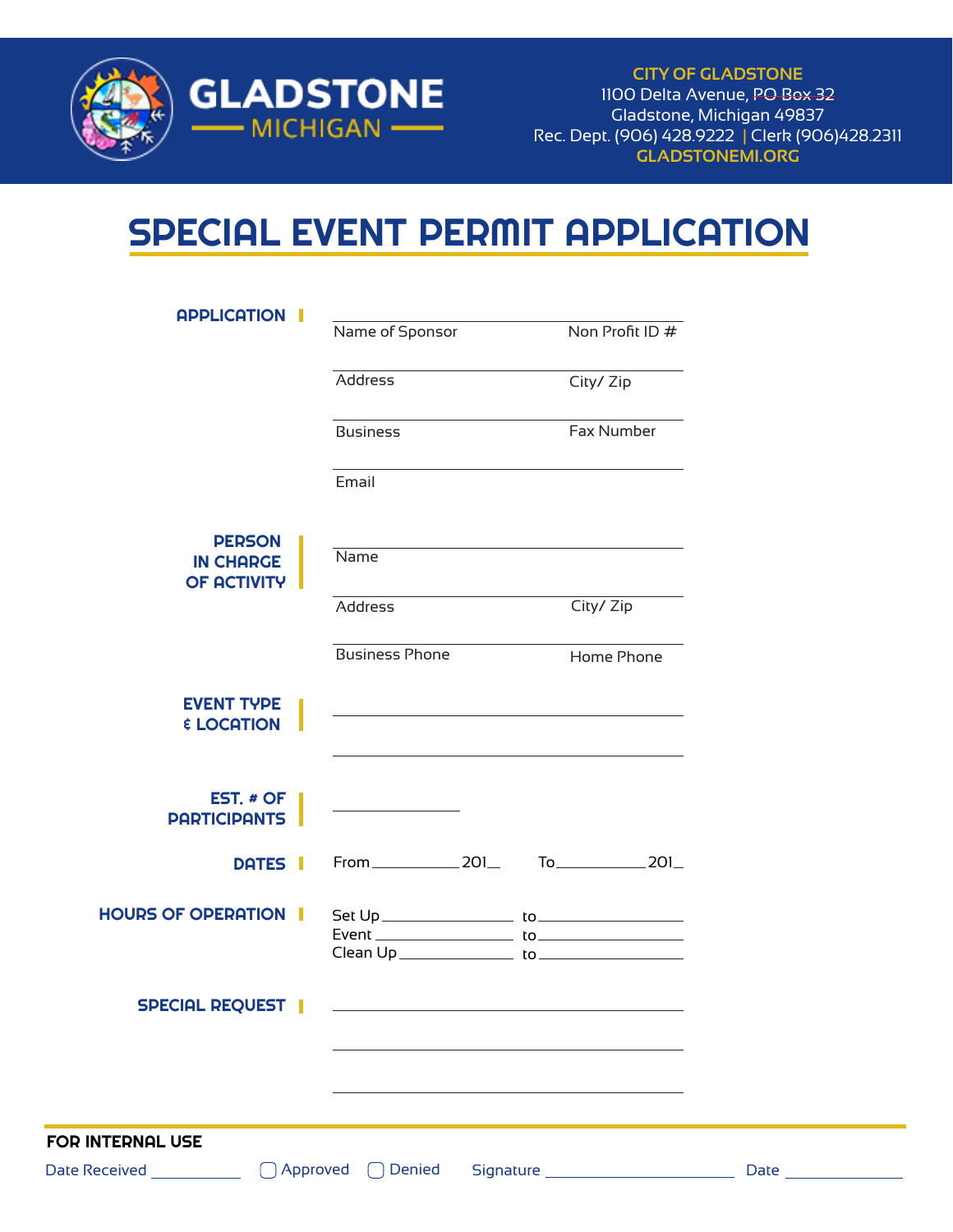**GLADSTONE**
**MICHIGAN**

**CITY OF GLADSTONE**
1100 Delta Avenue, PO Box 32
Gladstone, Michigan 49837
Rec. Dept. (906) 428.9222 | Clerk (906)428.2311
GLADSTONEMI.ORG

# SPECIAL EVENT PERMIT APPLICATION

## APPLICATION

Name of Sponsor ______________________ Non Profit ID # ______________________

Address ______________________ City/ Zip ______________________

Business ______________________ Fax Number ______________________

Email ______________________

## PERSON IN CHARGE OF ACTIVITY

Name ______________________

Address ______________________ City/ Zip ______________________

Business Phone ______________________ Home Phone ______________________

## EVENT TYPE & LOCATION

______________________

______________________

## EST. # OF PARTICIPANTS

______________________

## DATES

From __________ 201_ To __________ 201_

## HOURS OF OPERATION

Set Up __________ to __________
Event __________ to __________
Clean Up __________ to __________

## SPECIAL REQUEST

______________________

______________________

______________________

---

**FOR INTERNAL USE**

Date Received __________ ☐ Approved ☐ Denied Signature __________ Date __________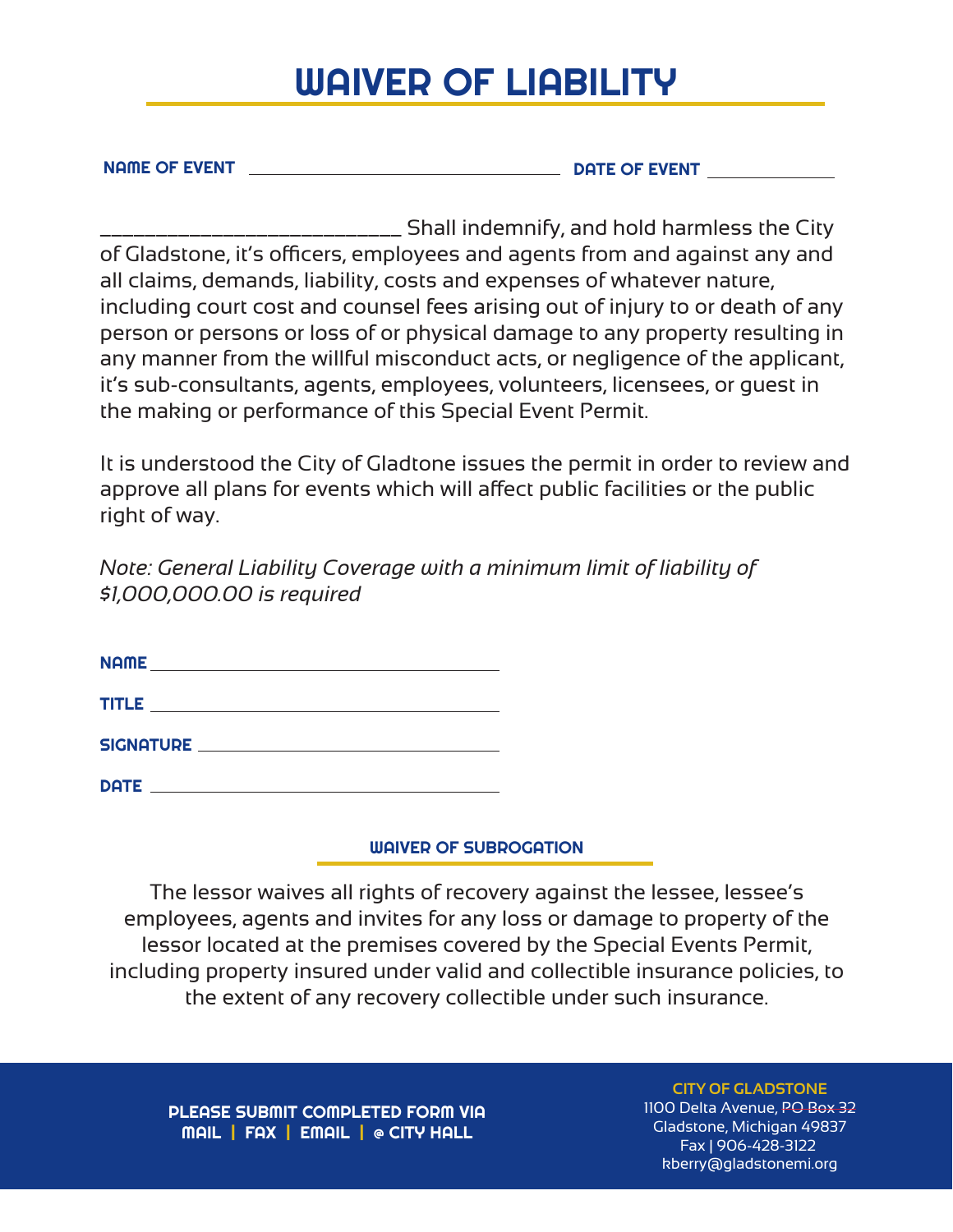# WAIVER OF LIABILITY

**NAME OF EVENT** ________________________________ **DATE OF EVENT** ______________

___________________________ Shall indemnify, and hold harmless the City of Gladstone, it's officers, employees and agents from and against any and all claims, demands, liability, costs and expenses of whatever nature, including court cost and counsel fees arising out of injury to or death of any person or persons or loss of or physical damage to any property resulting in any manner from the willful misconduct acts, or negligence of the applicant, it's sub-consultants, agents, employees, volunteers, licensees, or guest in the making or performance of this Special Event Permit.

It is understood the City of Gladtone issues the permit in order to review and approve all plans for events which will affect public facilities or the public right of way.

*Note: General Liability Coverage with a minimum limit of liability of $1,000,000.00 is required*

**NAME** ________________________________________

**TITLE** ________________________________________

**SIGNATURE** ___________________________________

**DATE** ________________________________________

## WAIVER OF SUBROGATION

The lessor waives all rights of recovery against the lessee, lessee's employees, agents and invites for any loss or damage to property of the lessor located at the premises covered by the Special Events Permit, including property insured under valid and collectible insurance policies, to the extent of any recovery collectible under such insurance.

**PLEASE SUBMIT COMPLETED FORM VIA MAIL | FAX | EMAIL | @ CITY HALL**

**CITY OF GLADSTONE**
1100 Delta Avenue, ~~PO Box 32~~
Gladstone, Michigan 49837
Fax | 906-428-3122
kberry@gladstonemi.org